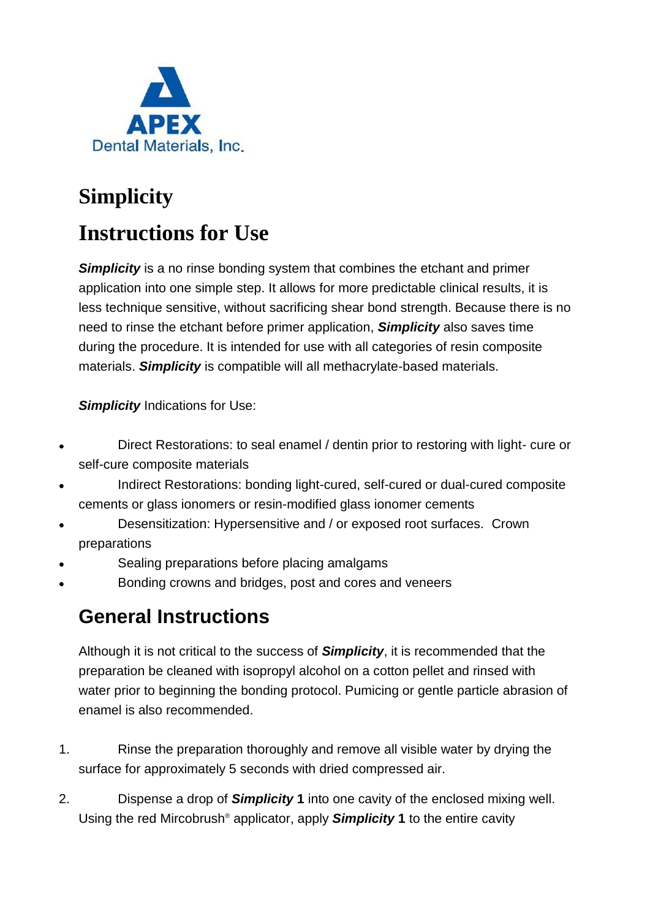APEX
Dental Materials, Inc.

# Simplicity

# Instructions for Use

***Simplicity*** is a no rinse bonding system that combines the etchant and primer application into one simple step. It allows for more predictable clinical results, it is less technique sensitive, without sacrificing shear bond strength. Because there is no need to rinse the etchant before primer application, ***Simplicity*** also saves time during the procedure. It is intended for use with all categories of resin composite materials. ***Simplicity*** is compatible will all methacrylate-based materials.

***Simplicity*** Indications for Use:

- Direct Restorations: to seal enamel / dentin prior to restoring with light- cure or self-cure composite materials
- Indirect Restorations: bonding light-cured, self-cured or dual-cured composite cements or glass ionomers or resin-modified glass ionomer cements
- Desensitization: Hypersensitive and / or exposed root surfaces. Crown preparations
- Sealing preparations before placing amalgams
- Bonding crowns and bridges, post and cores and veneers

## General Instructions

Although it is not critical to the success of ***Simplicity***, it is recommended that the preparation be cleaned with isopropyl alcohol on a cotton pellet and rinsed with water prior to beginning the bonding protocol. Pumicing or gentle particle abrasion of enamel is also recommended.

1. Rinse the preparation thoroughly and remove all visible water by drying the surface for approximately 5 seconds with dried compressed air.

2. Dispense a drop of ***Simplicity* 1** into one cavity of the enclosed mixing well. Using the red Mircobrush® applicator, apply ***Simplicity* 1** to the entire cavity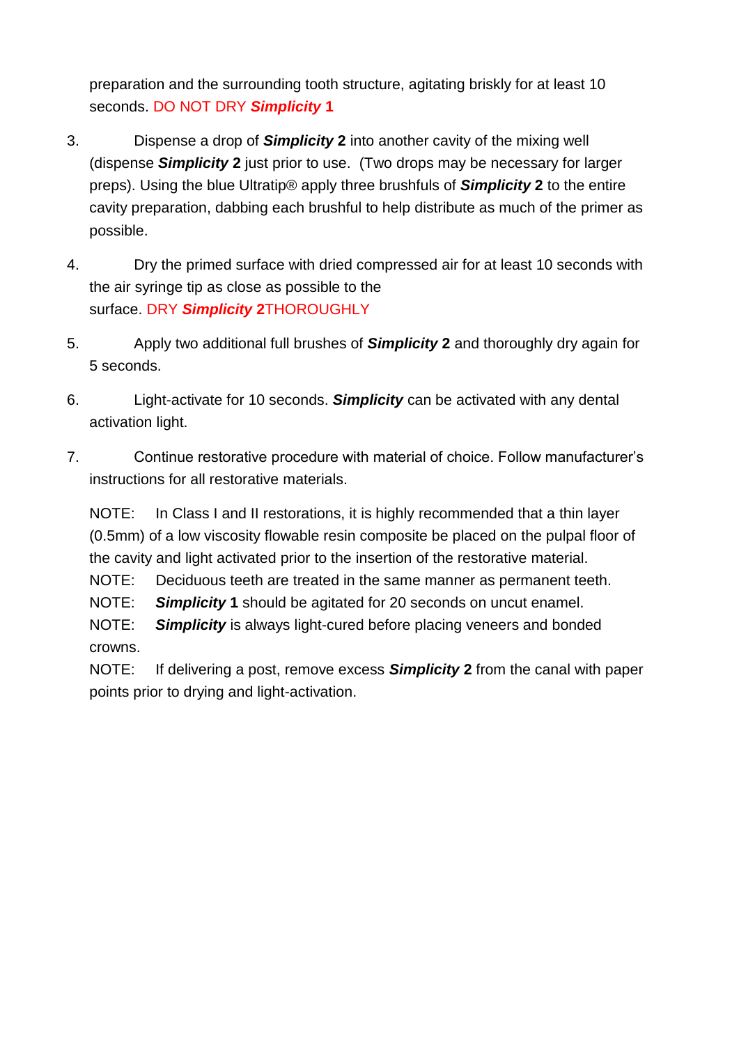preparation and the surrounding tooth structure, agitating briskly for at least 10 seconds. DO NOT DRY ***Simplicity* 1**

3. Dispense a drop of ***Simplicity* 2** into another cavity of the mixing well (dispense ***Simplicity* 2** just prior to use. (Two drops may be necessary for larger preps). Using the blue Ultratip® apply three brushfuls of ***Simplicity* 2** to the entire cavity preparation, dabbing each brushful to help distribute as much of the primer as possible.

4. Dry the primed surface with dried compressed air for at least 10 seconds with the air syringe tip as close as possible to the surface. DRY ***Simplicity* 2**THOROUGHLY

5. Apply two additional full brushes of ***Simplicity* 2** and thoroughly dry again for 5 seconds.

6. Light-activate for 10 seconds. ***Simplicity*** can be activated with any dental activation light.

7. Continue restorative procedure with material of choice. Follow manufacturer's instructions for all restorative materials.

   NOTE: In Class I and II restorations, it is highly recommended that a thin layer (0.5mm) of a low viscosity flowable resin composite be placed on the pulpal floor of the cavity and light activated prior to the insertion of the restorative material.
   NOTE: Deciduous teeth are treated in the same manner as permanent teeth.
   NOTE: ***Simplicity* 1** should be agitated for 20 seconds on uncut enamel.
   NOTE: ***Simplicity*** is always light-cured before placing veneers and bonded crowns.
   NOTE: If delivering a post, remove excess ***Simplicity* 2** from the canal with paper points prior to drying and light-activation.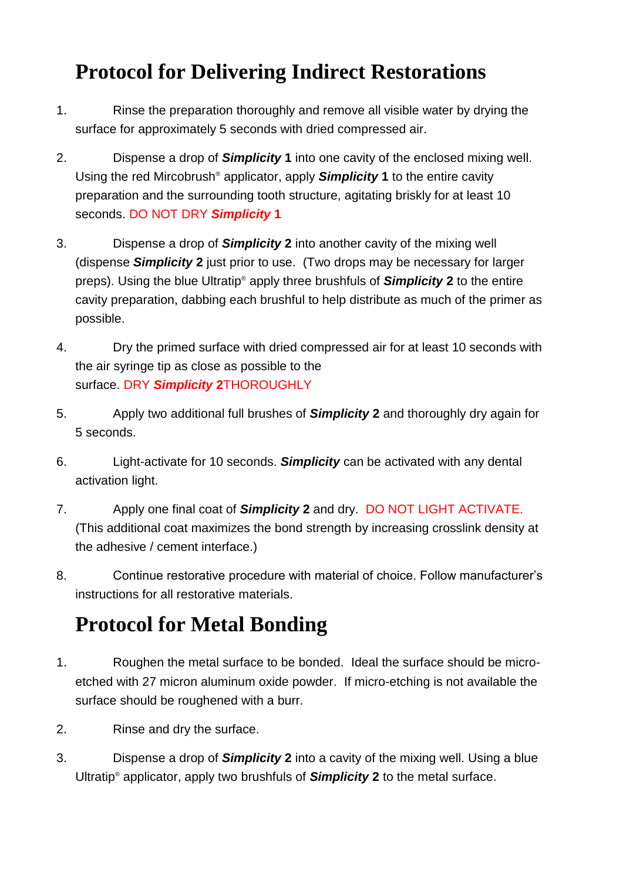# Protocol for Delivering Indirect Restorations

1. Rinse the preparation thoroughly and remove all visible water by drying the surface for approximately 5 seconds with dried compressed air.

2. Dispense a drop of ***Simplicity* 1** into one cavity of the enclosed mixing well. Using the red Mircobrush® applicator, apply ***Simplicity* 1** to the entire cavity preparation and the surrounding tooth structure, agitating briskly for at least 10 seconds. DO NOT DRY ***Simplicity* 1**

3. Dispense a drop of ***Simplicity* 2** into another cavity of the mixing well (dispense ***Simplicity* 2** just prior to use. (Two drops may be necessary for larger preps). Using the blue Ultratip® apply three brushfuls of ***Simplicity* 2** to the entire cavity preparation, dabbing each brushful to help distribute as much of the primer as possible.

4. Dry the primed surface with dried compressed air for at least 10 seconds with the air syringe tip as close as possible to the surface. DRY ***Simplicity* 2**THOROUGHLY

5. Apply two additional full brushes of ***Simplicity* 2** and thoroughly dry again for 5 seconds.

6. Light-activate for 10 seconds. ***Simplicity*** can be activated with any dental activation light.

7. Apply one final coat of ***Simplicity* 2** and dry. DO NOT LIGHT ACTIVATE. (This additional coat maximizes the bond strength by increasing crosslink density at the adhesive / cement interface.)

8. Continue restorative procedure with material of choice. Follow manufacturer's instructions for all restorative materials.

# Protocol for Metal Bonding

1. Roughen the metal surface to be bonded. Ideal the surface should be micro-etched with 27 micron aluminum oxide powder. If micro-etching is not available the surface should be roughened with a burr.

2. Rinse and dry the surface.

3. Dispense a drop of ***Simplicity* 2** into a cavity of the mixing well. Using a blue Ultratip® applicator, apply two brushfuls of ***Simplicity* 2** to the metal surface.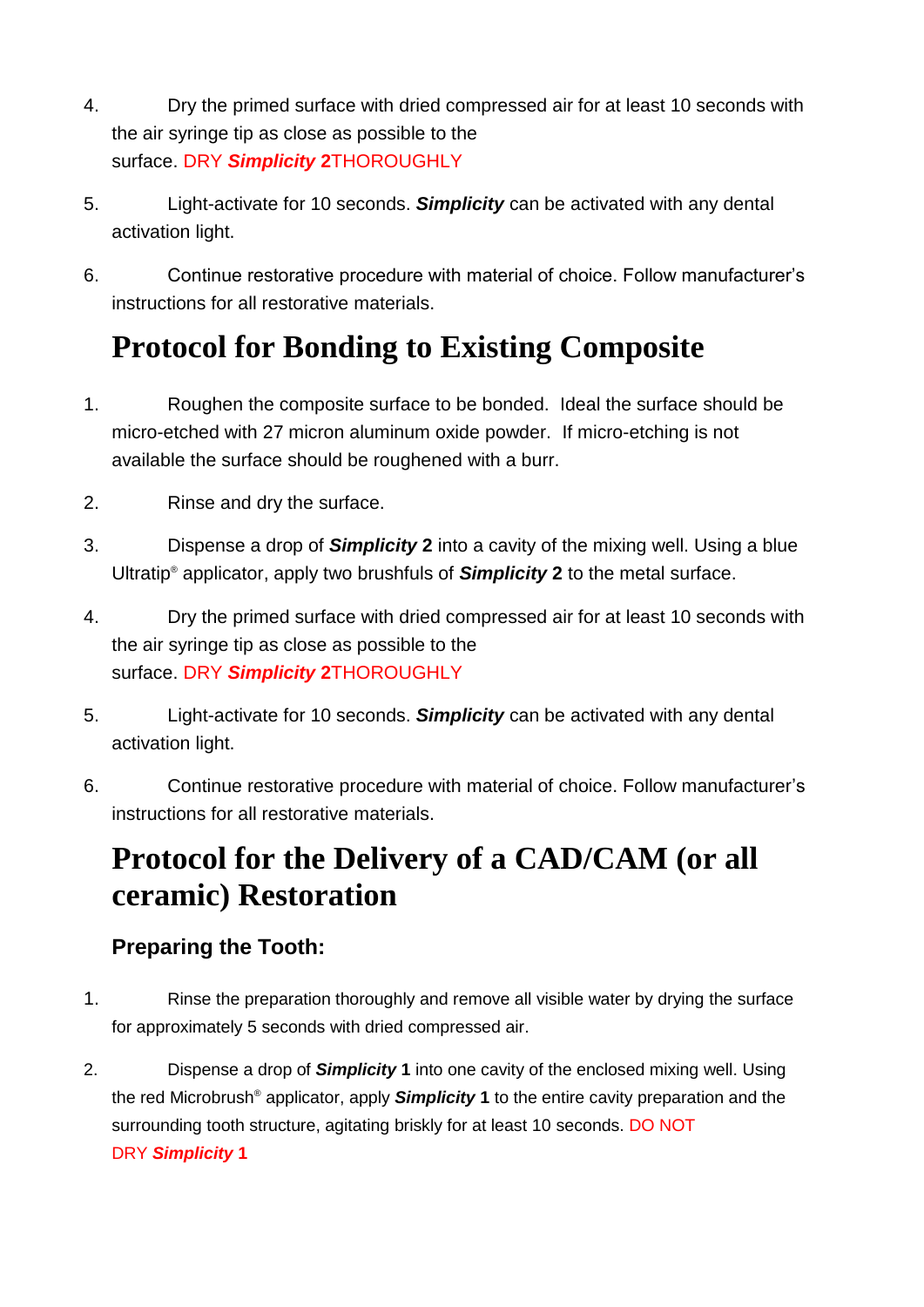4. Dry the primed surface with dried compressed air for at least 10 seconds with the air syringe tip as close as possible to the surface. DRY ***Simplicity* 2**THOROUGHLY

5. Light-activate for 10 seconds. ***Simplicity*** can be activated with any dental activation light.

6. Continue restorative procedure with material of choice. Follow manufacturer's instructions for all restorative materials.

# Protocol for Bonding to Existing Composite

1. Roughen the composite surface to be bonded. Ideal the surface should be micro-etched with 27 micron aluminum oxide powder. If micro-etching is not available the surface should be roughened with a burr.

2. Rinse and dry the surface.

3. Dispense a drop of ***Simplicity* 2** into a cavity of the mixing well. Using a blue Ultratip® applicator, apply two brushfuls of ***Simplicity* 2** to the metal surface.

4. Dry the primed surface with dried compressed air for at least 10 seconds with the air syringe tip as close as possible to the surface. DRY ***Simplicity* 2**THOROUGHLY

5. Light-activate for 10 seconds. ***Simplicity*** can be activated with any dental activation light.

6. Continue restorative procedure with material of choice. Follow manufacturer's instructions for all restorative materials.

# Protocol for the Delivery of a CAD/CAM (or all ceramic) Restoration

## Preparing the Tooth:

1. Rinse the preparation thoroughly and remove all visible water by drying the surface for approximately 5 seconds with dried compressed air.

2. Dispense a drop of ***Simplicity* 1** into one cavity of the enclosed mixing well. Using the red Microbrush® applicator, apply ***Simplicity* 1** to the entire cavity preparation and the surrounding tooth structure, agitating briskly for at least 10 seconds. DO NOT DRY ***Simplicity* 1**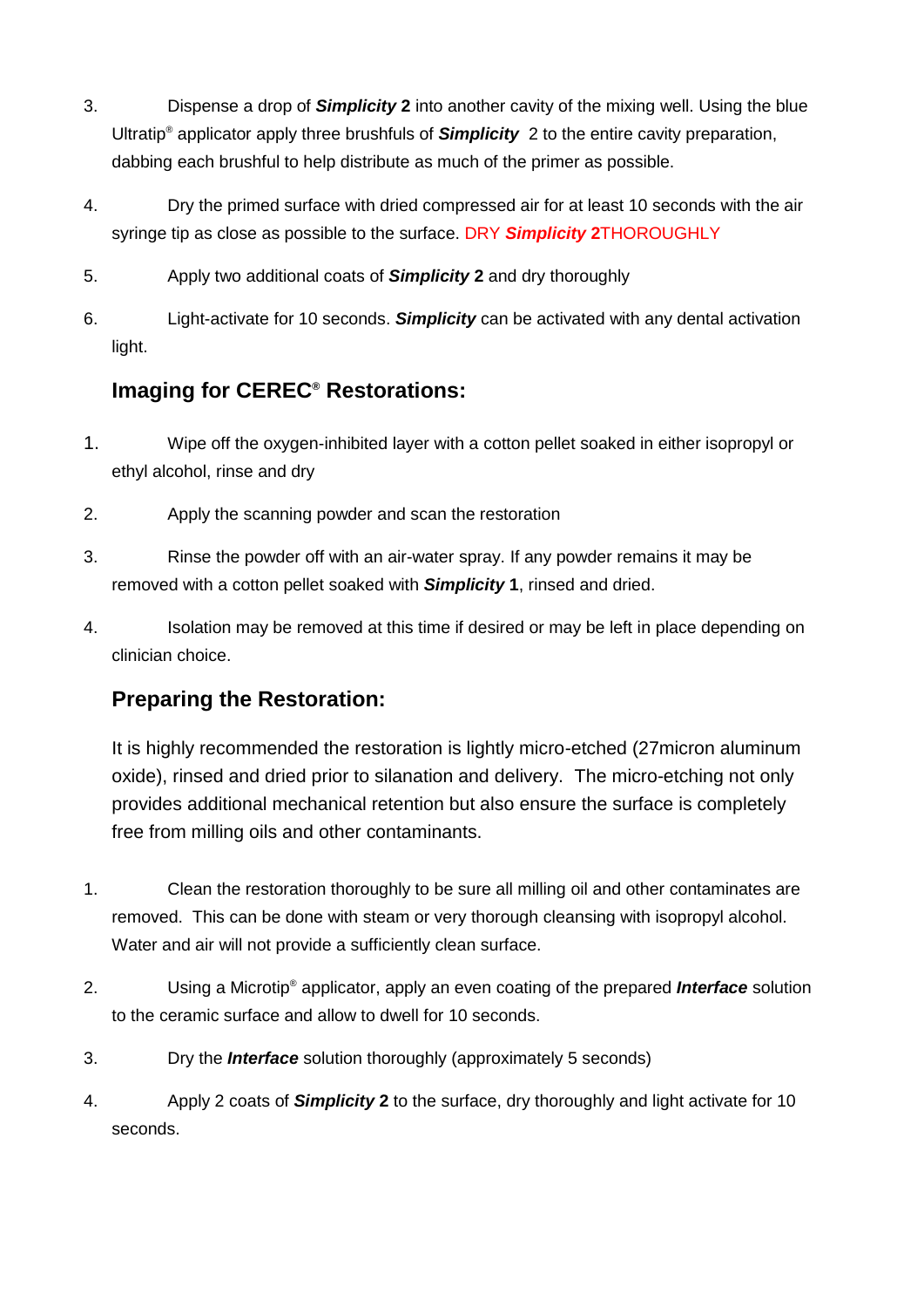3. Dispense a drop of ***Simplicity*** **2** into another cavity of the mixing well. Using the blue Ultratip® applicator apply three brushfuls of ***Simplicity*** 2 to the entire cavity preparation, dabbing each brushful to help distribute as much of the primer as possible.

4. Dry the primed surface with dried compressed air for at least 10 seconds with the air syringe tip as close as possible to the surface. DRY ***Simplicity*** **2**THOROUGHLY

5. Apply two additional coats of ***Simplicity*** **2** and dry thoroughly

6. Light-activate for 10 seconds. ***Simplicity*** can be activated with any dental activation light.

## Imaging for CEREC® Restorations:

1. Wipe off the oxygen-inhibited layer with a cotton pellet soaked in either isopropyl or ethyl alcohol, rinse and dry

2. Apply the scanning powder and scan the restoration

3. Rinse the powder off with an air-water spray. If any powder remains it may be removed with a cotton pellet soaked with ***Simplicity*** **1**, rinsed and dried.

4. Isolation may be removed at this time if desired or may be left in place depending on clinician choice.

## Preparing the Restoration:

It is highly recommended the restoration is lightly micro-etched (27micron aluminum oxide), rinsed and dried prior to silanation and delivery. The micro-etching not only provides additional mechanical retention but also ensure the surface is completely free from milling oils and other contaminants.

1. Clean the restoration thoroughly to be sure all milling oil and other contaminates are removed. This can be done with steam or very thorough cleansing with isopropyl alcohol. Water and air will not provide a sufficiently clean surface.

2. Using a Microtip® applicator, apply an even coating of the prepared ***Interface*** solution to the ceramic surface and allow to dwell for 10 seconds.

3. Dry the ***Interface*** solution thoroughly (approximately 5 seconds)

4. Apply 2 coats of ***Simplicity*** **2** to the surface, dry thoroughly and light activate for 10 seconds.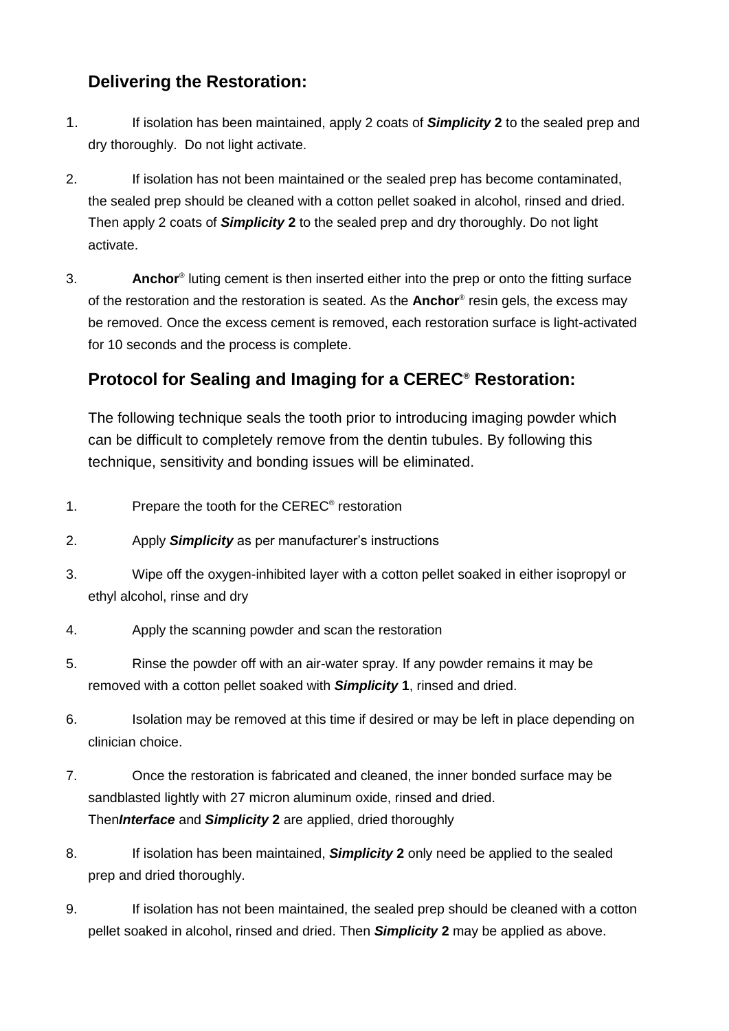## Delivering the Restoration:

1. If isolation has been maintained, apply 2 coats of ***Simplicity* 2** to the sealed prep and dry thoroughly. Do not light activate.

2. If isolation has not been maintained or the sealed prep has become contaminated, the sealed prep should be cleaned with a cotton pellet soaked in alcohol, rinsed and dried. Then apply 2 coats of ***Simplicity* 2** to the sealed prep and dry thoroughly. Do not light activate.

3. **Anchor**® luting cement is then inserted either into the prep or onto the fitting surface of the restoration and the restoration is seated. As the **Anchor**® resin gels, the excess may be removed. Once the excess cement is removed, each restoration surface is light-activated for 10 seconds and the process is complete.

## Protocol for Sealing and Imaging for a CEREC® Restoration:

The following technique seals the tooth prior to introducing imaging powder which can be difficult to completely remove from the dentin tubules. By following this technique, sensitivity and bonding issues will be eliminated.

1. Prepare the tooth for the CEREC® restoration

2. Apply ***Simplicity*** as per manufacturer's instructions

3. Wipe off the oxygen-inhibited layer with a cotton pellet soaked in either isopropyl or ethyl alcohol, rinse and dry

4. Apply the scanning powder and scan the restoration

5. Rinse the powder off with an air-water spray. If any powder remains it may be removed with a cotton pellet soaked with ***Simplicity* 1**, rinsed and dried.

6. Isolation may be removed at this time if desired or may be left in place depending on clinician choice.

7. Once the restoration is fabricated and cleaned, the inner bonded surface may be sandblasted lightly with 27 micron aluminum oxide, rinsed and dried. Then***Interface*** and ***Simplicity* 2** are applied, dried thoroughly

8. If isolation has been maintained, ***Simplicity* 2** only need be applied to the sealed prep and dried thoroughly.

9. If isolation has not been maintained, the sealed prep should be cleaned with a cotton pellet soaked in alcohol, rinsed and dried. Then ***Simplicity* 2** may be applied as above.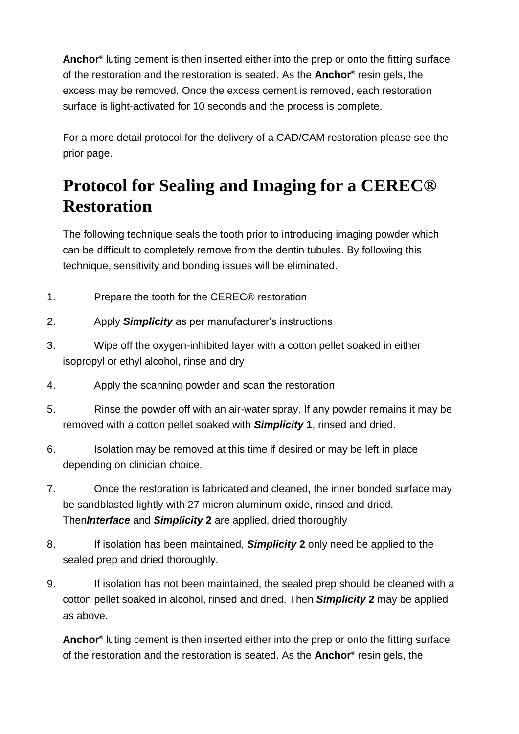**Anchor**® luting cement is then inserted either into the prep or onto the fitting surface of the restoration and the restoration is seated. As the **Anchor**® resin gels, the excess may be removed. Once the excess cement is removed, each restoration surface is light-activated for 10 seconds and the process is complete.

For a more detail protocol for the delivery of a CAD/CAM restoration please see the prior page.

# Protocol for Sealing and Imaging for a CEREC® Restoration

The following technique seals the tooth prior to introducing imaging powder which can be difficult to completely remove from the dentin tubules. By following this technique, sensitivity and bonding issues will be eliminated.

1. Prepare the tooth for the CEREC® restoration
2. Apply ***Simplicity*** as per manufacturer's instructions
3. Wipe off the oxygen-inhibited layer with a cotton pellet soaked in either isopropyl or ethyl alcohol, rinse and dry
4. Apply the scanning powder and scan the restoration
5. Rinse the powder off with an air-water spray. If any powder remains it may be removed with a cotton pellet soaked with ***Simplicity* 1**, rinsed and dried.
6. Isolation may be removed at this time if desired or may be left in place depending on clinician choice.
7. Once the restoration is fabricated and cleaned, the inner bonded surface may be sandblasted lightly with 27 micron aluminum oxide, rinsed and dried. Then***Interface*** and ***Simplicity* 2** are applied, dried thoroughly
8. If isolation has been maintained, ***Simplicity* 2** only need be applied to the sealed prep and dried thoroughly.
9. If isolation has not been maintained, the sealed prep should be cleaned with a cotton pellet soaked in alcohol, rinsed and dried. Then ***Simplicity* 2** may be applied as above.

**Anchor**® luting cement is then inserted either into the prep or onto the fitting surface of the restoration and the restoration is seated. As the **Anchor**® resin gels, the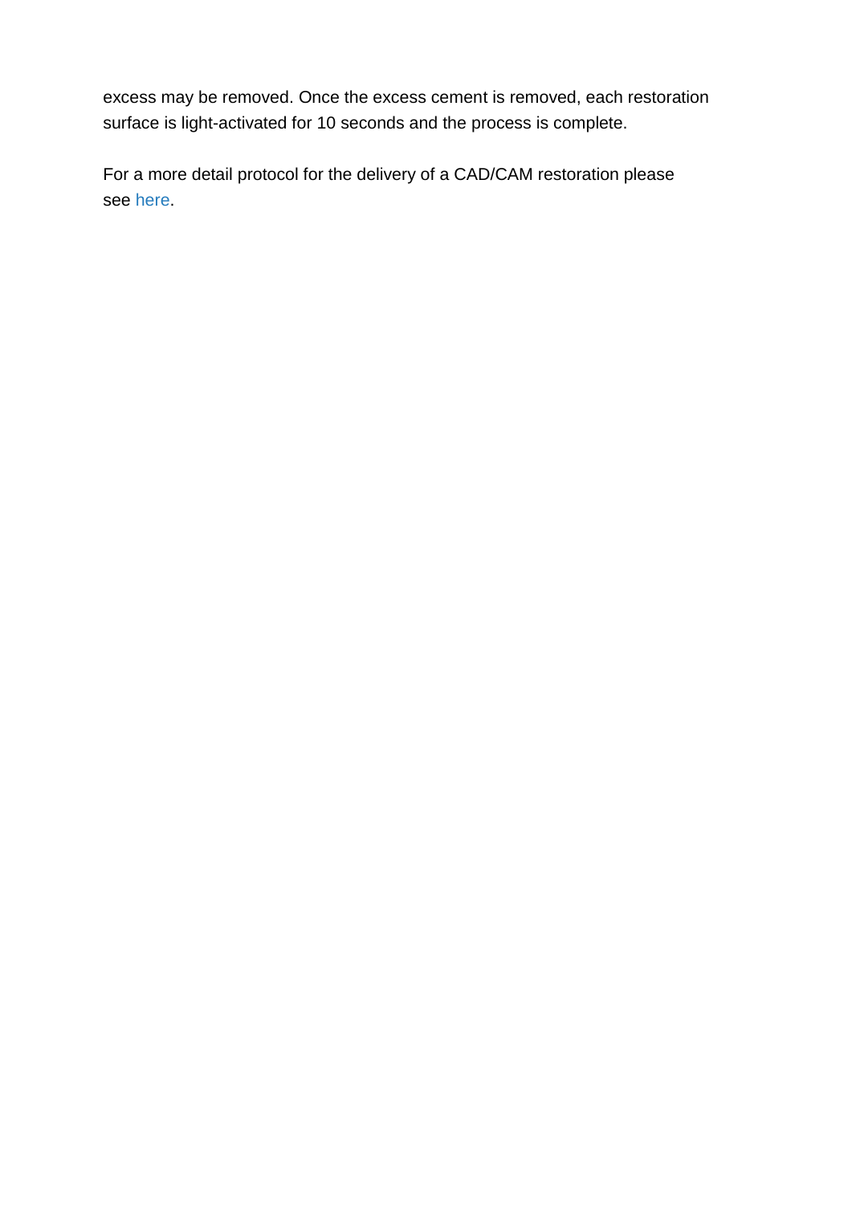excess may be removed. Once the excess cement is removed, each restoration surface is light-activated for 10 seconds and the process is complete.

For a more detail protocol for the delivery of a CAD/CAM restoration please see here.